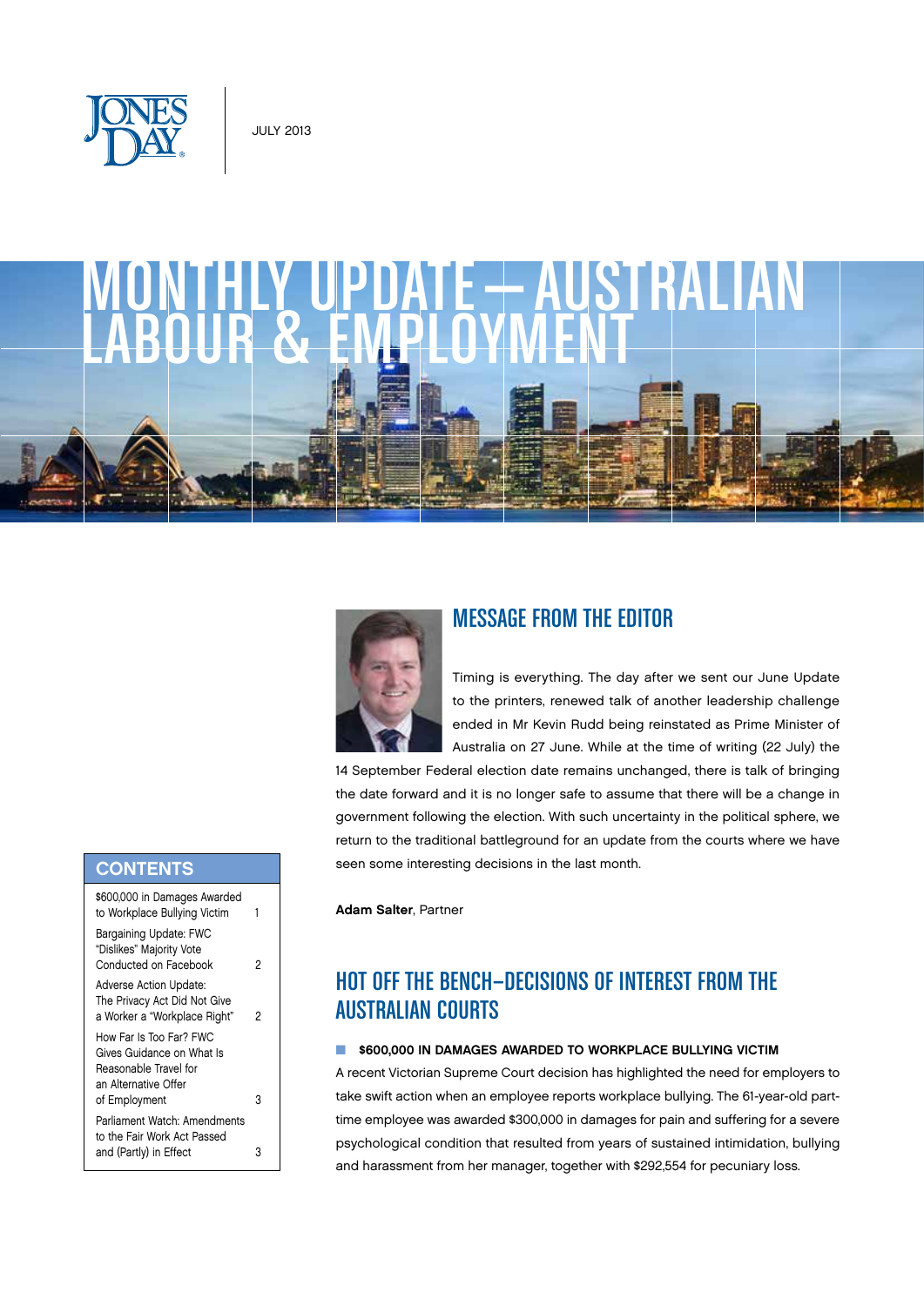JULY 2013

# MONTHLY UPDATE — AUSTRALIAN LABOUR & EMPLOYMENT

## CONTENTS

| | |
|---|---|
| $600,000 in Damages Awarded to Workplace Bullying Victim | 1 |
| Bargaining Update: FWC "Dislikes" Majority Vote Conducted on Facebook | 2 |
| Adverse Action Update: The Privacy Act Did Not Give a Worker a "Workplace Right" | 2 |
| How Far Is Too Far? FWC Gives Guidance on What Is Reasonable Travel for an Alternative Offer of Employment | 3 |
| Parliament Watch: Amendments to the Fair Work Act Passed and (Partly) in Effect | 3 |

## MESSAGE FROM THE EDITOR

Timing is everything. The day after we sent our June Update to the printers, renewed talk of another leadership challenge ended in Mr Kevin Rudd being reinstated as Prime Minister of Australia on 27 June. While at the time of writing (22 July) the 14 September Federal election date remains unchanged, there is talk of bringing the date forward and it is no longer safe to assume that there will be a change in government following the election. With such uncertainty in the political sphere, we return to the traditional battleground for an update from the courts where we have seen some interesting decisions in the last month.

**Adam Salter**, Partner

## HOT OFF THE BENCH—DECISIONS OF INTEREST FROM THE AUSTRALIAN COURTS

### $600,000 IN DAMAGES AWARDED TO WORKPLACE BULLYING VICTIM

A recent Victorian Supreme Court decision has highlighted the need for employers to take swift action when an employee reports workplace bullying. The 61-year-old part-time employee was awarded $300,000 in damages for pain and suffering for a severe psychological condition that resulted from years of sustained intimidation, bullying and harassment from her manager, together with $292,554 for pecuniary loss.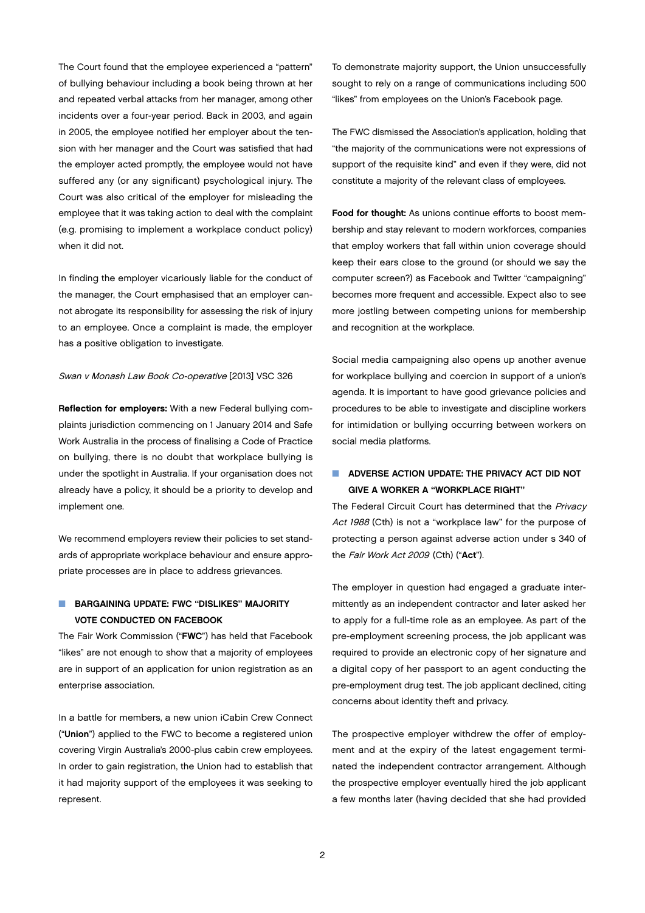The Court found that the employee experienced a "pattern" of bullying behaviour including a book being thrown at her and repeated verbal attacks from her manager, among other incidents over a four-year period. Back in 2003, and again in 2005, the employee notified her employer about the tension with her manager and the Court was satisfied that had the employer acted promptly, the employee would not have suffered any (or any significant) psychological injury. The Court was also critical of the employer for misleading the employee that it was taking action to deal with the complaint (e.g. promising to implement a workplace conduct policy) when it did not.

In finding the employer vicariously liable for the conduct of the manager, the Court emphasised that an employer cannot abrogate its responsibility for assessing the risk of injury to an employee. Once a complaint is made, the employer has a positive obligation to investigate.

*Swan v Monash Law Book Co-operative* [2013] VSC 326

**Reflection for employers:** With a new Federal bullying complaints jurisdiction commencing on 1 January 2014 and Safe Work Australia in the process of finalising a Code of Practice on bullying, there is no doubt that workplace bullying is under the spotlight in Australia. If your organisation does not already have a policy, it should be a priority to develop and implement one.

We recommend employers review their policies to set standards of appropriate workplace behaviour and ensure appropriate processes are in place to address grievances.

## BARGAINING UPDATE: FWC "DISLIKES" MAJORITY VOTE CONDUCTED ON FACEBOOK

The Fair Work Commission ("**FWC**") has held that Facebook "likes" are not enough to show that a majority of employees are in support of an application for union registration as an enterprise association.

In a battle for members, a new union iCabin Crew Connect ("**Union**") applied to the FWC to become a registered union covering Virgin Australia's 2000-plus cabin crew employees. In order to gain registration, the Union had to establish that it had majority support of the employees it was seeking to represent.

To demonstrate majority support, the Union unsuccessfully sought to rely on a range of communications including 500 "likes" from employees on the Union's Facebook page.

The FWC dismissed the Association's application, holding that "the majority of the communications were not expressions of support of the requisite kind" and even if they were, did not constitute a majority of the relevant class of employees.

**Food for thought:** As unions continue efforts to boost membership and stay relevant to modern workforces, companies that employ workers that fall within union coverage should keep their ears close to the ground (or should we say the computer screen?) as Facebook and Twitter "campaigning" becomes more frequent and accessible. Expect also to see more jostling between competing unions for membership and recognition at the workplace.

Social media campaigning also opens up another avenue for workplace bullying and coercion in support of a union's agenda. It is important to have good grievance policies and procedures to be able to investigate and discipline workers for intimidation or bullying occurring between workers on social media platforms.

## ADVERSE ACTION UPDATE: THE PRIVACY ACT DID NOT GIVE A WORKER A "WORKPLACE RIGHT"

The Federal Circuit Court has determined that the *Privacy Act 1988* (Cth) is not a "workplace law" for the purpose of protecting a person against adverse action under s 340 of the *Fair Work Act 2009* (Cth) ("**Act**").

The employer in question had engaged a graduate intermittently as an independent contractor and later asked her to apply for a full-time role as an employee. As part of the pre-employment screening process, the job applicant was required to provide an electronic copy of her signature and a digital copy of her passport to an agent conducting the pre-employment drug test. The job applicant declined, citing concerns about identity theft and privacy.

The prospective employer withdrew the offer of employment and at the expiry of the latest engagement terminated the independent contractor arrangement. Although the prospective employer eventually hired the job applicant a few months later (having decided that she had provided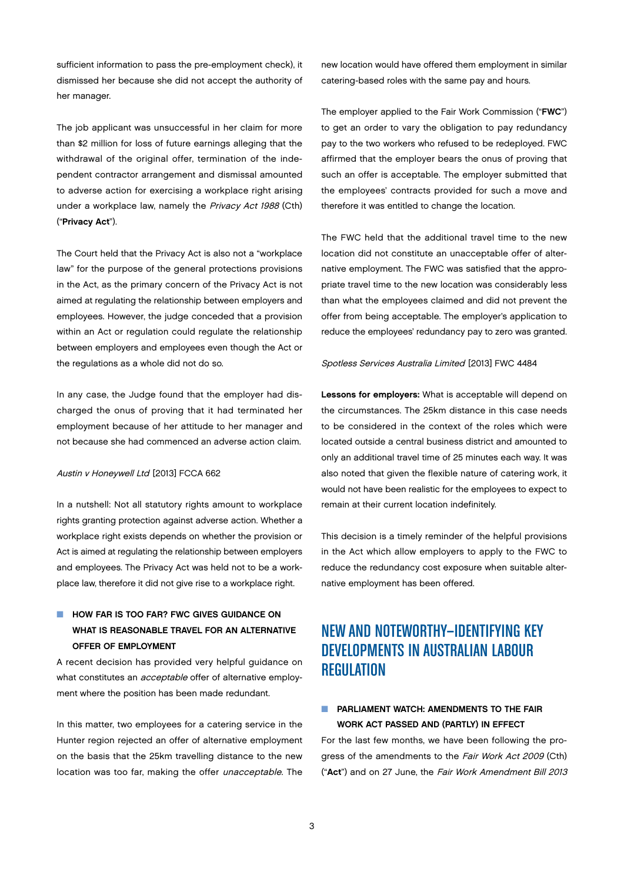sufficient information to pass the pre-employment check), it dismissed her because she did not accept the authority of her manager.

The job applicant was unsuccessful in her claim for more than $2 million for loss of future earnings alleging that the withdrawal of the original offer, termination of the independent contractor arrangement and dismissal amounted to adverse action for exercising a workplace right arising under a workplace law, namely the *Privacy Act 1988* (Cth) ("**Privacy Act**").

The Court held that the Privacy Act is also not a "workplace law" for the purpose of the general protections provisions in the Act, as the primary concern of the Privacy Act is not aimed at regulating the relationship between employers and employees. However, the judge conceded that a provision within an Act or regulation could regulate the relationship between employers and employees even though the Act or the regulations as a whole did not do so.

In any case, the Judge found that the employer had discharged the onus of proving that it had terminated her employment because of her attitude to her manager and not because she had commenced an adverse action claim.

*Austin v Honeywell Ltd* [2013] FCCA 662

In a nutshell: Not all statutory rights amount to workplace rights granting protection against adverse action. Whether a workplace right exists depends on whether the provision or Act is aimed at regulating the relationship between employers and employees. The Privacy Act was held not to be a workplace law, therefore it did not give rise to a workplace right.

### HOW FAR IS TOO FAR? FWC GIVES GUIDANCE ON WHAT IS REASONABLE TRAVEL FOR AN ALTERNATIVE OFFER OF EMPLOYMENT

A recent decision has provided very helpful guidance on what constitutes an *acceptable* offer of alternative employment where the position has been made redundant.

In this matter, two employees for a catering service in the Hunter region rejected an offer of alternative employment on the basis that the 25km travelling distance to the new location was too far, making the offer *unacceptable*. The new location would have offered them employment in similar catering-based roles with the same pay and hours.

The employer applied to the Fair Work Commission ("**FWC**") to get an order to vary the obligation to pay redundancy pay to the two workers who refused to be redeployed. FWC affirmed that the employer bears the onus of proving that such an offer is acceptable. The employer submitted that the employees' contracts provided for such a move and therefore it was entitled to change the location.

The FWC held that the additional travel time to the new location did not constitute an unacceptable offer of alternative employment. The FWC was satisfied that the appropriate travel time to the new location was considerably less than what the employees claimed and did not prevent the offer from being acceptable. The employer's application to reduce the employees' redundancy pay to zero was granted.

*Spotless Services Australia Limited* [2013] FWC 4484

**Lessons for employers:** What is acceptable will depend on the circumstances. The 25km distance in this case needs to be considered in the context of the roles which were located outside a central business district and amounted to only an additional travel time of 25 minutes each way. It was also noted that given the flexible nature of catering work, it would not have been realistic for the employees to expect to remain at their current location indefinitely.

This decision is a timely reminder of the helpful provisions in the Act which allow employers to apply to the FWC to reduce the redundancy cost exposure when suitable alternative employment has been offered.

## NEW AND NOTEWORTHY–IDENTIFYING KEY DEVELOPMENTS IN AUSTRALIAN LABOUR REGULATION

### PARLIAMENT WATCH: AMENDMENTS TO THE FAIR WORK ACT PASSED AND (PARTLY) IN EFFECT

For the last few months, we have been following the progress of the amendments to the *Fair Work Act 2009* (Cth) ("**Act**") and on 27 June, the *Fair Work Amendment Bill 2013*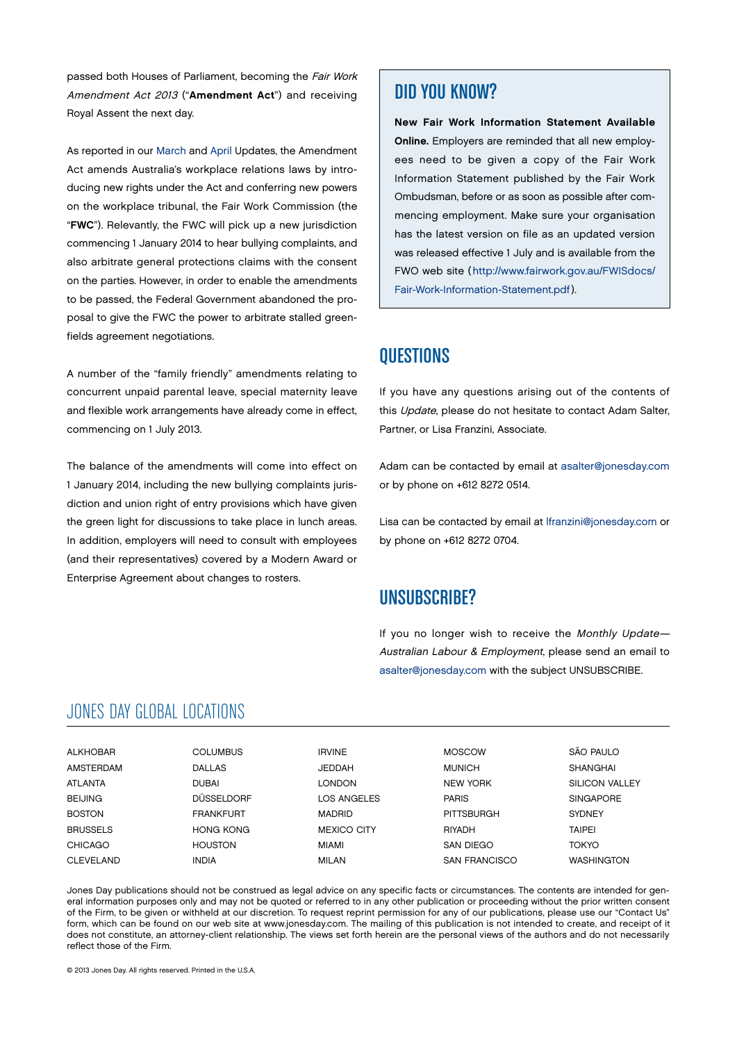passed both Houses of Parliament, becoming the *Fair Work Amendment Act 2013* ("**Amendment Act**") and receiving Royal Assent the next day.

As reported in our March and April Updates, the Amendment Act amends Australia's workplace relations laws by introducing new rights under the Act and conferring new powers on the workplace tribunal, the Fair Work Commission (the "**FWC**"). Relevantly, the FWC will pick up a new jurisdiction commencing 1 January 2014 to hear bullying complaints, and also arbitrate general protections claims with the consent on the parties. However, in order to enable the amendments to be passed, the Federal Government abandoned the proposal to give the FWC the power to arbitrate stalled greenfields agreement negotiations.

A number of the "family friendly" amendments relating to concurrent unpaid parental leave, special maternity leave and flexible work arrangements have already come in effect, commencing on 1 July 2013.

The balance of the amendments will come into effect on 1 January 2014, including the new bullying complaints jurisdiction and union right of entry provisions which have given the green light for discussions to take place in lunch areas. In addition, employers will need to consult with employees (and their representatives) covered by a Modern Award or Enterprise Agreement about changes to rosters.

## DID YOU KNOW?

**New Fair Work Information Statement Available Online.** Employers are reminded that all new employees need to be given a copy of the Fair Work Information Statement published by the Fair Work Ombudsman, before or as soon as possible after commencing employment. Make sure your organisation has the latest version on file as an updated version was released effective 1 July and is available from the FWO web site (http://www.fairwork.gov.au/FWISdocs/Fair-Work-Information-Statement.pdf).

## QUESTIONS

If you have any questions arising out of the contents of this *Update*, please do not hesitate to contact Adam Salter, Partner, or Lisa Franzini, Associate.

Adam can be contacted by email at asalter@jonesday.com or by phone on +612 8272 0514.

Lisa can be contacted by email at lfranzini@jonesday.com or by phone on +612 8272 0704.

## UNSUBSCRIBE?

If you no longer wish to receive the *Monthly Update—Australian Labour & Employment*, please send an email to asalter@jonesday.com with the subject UNSUBSCRIBE.

## JONES DAY GLOBAL LOCATIONS

| | | | | |
|---|---|---|---|---|
| ALKHOBAR | COLUMBUS | IRVINE | MOSCOW | SÃO PAULO |
| AMSTERDAM | DALLAS | JEDDAH | MUNICH | SHANGHAI |
| ATLANTA | DUBAI | LONDON | NEW YORK | SILICON VALLEY |
| BEIJING | DÜSSELDORF | LOS ANGELES | PARIS | SINGAPORE |
| BOSTON | FRANKFURT | MADRID | PITTSBURGH | SYDNEY |
| BRUSSELS | HONG KONG | MEXICO CITY | RIYADH | TAIPEI |
| CHICAGO | HOUSTON | MIAMI | SAN DIEGO | TOKYO |
| CLEVELAND | INDIA | MILAN | SAN FRANCISCO | WASHINGTON |

Jones Day publications should not be construed as legal advice on any specific facts or circumstances. The contents are intended for general information purposes only and may not be quoted or referred to in any other publication or proceeding without the prior written consent of the Firm, to be given or withheld at our discretion. To request reprint permission for any of our publications, please use our "Contact Us" form, which can be found on our web site at www.jonesday.com. The mailing of this publication is not intended to create, and receipt of it does not constitute, an attorney-client relationship. The views set forth herein are the personal views of the authors and do not necessarily reflect those of the Firm.

© 2013 Jones Day. All rights reserved. Printed in the U.S.A.